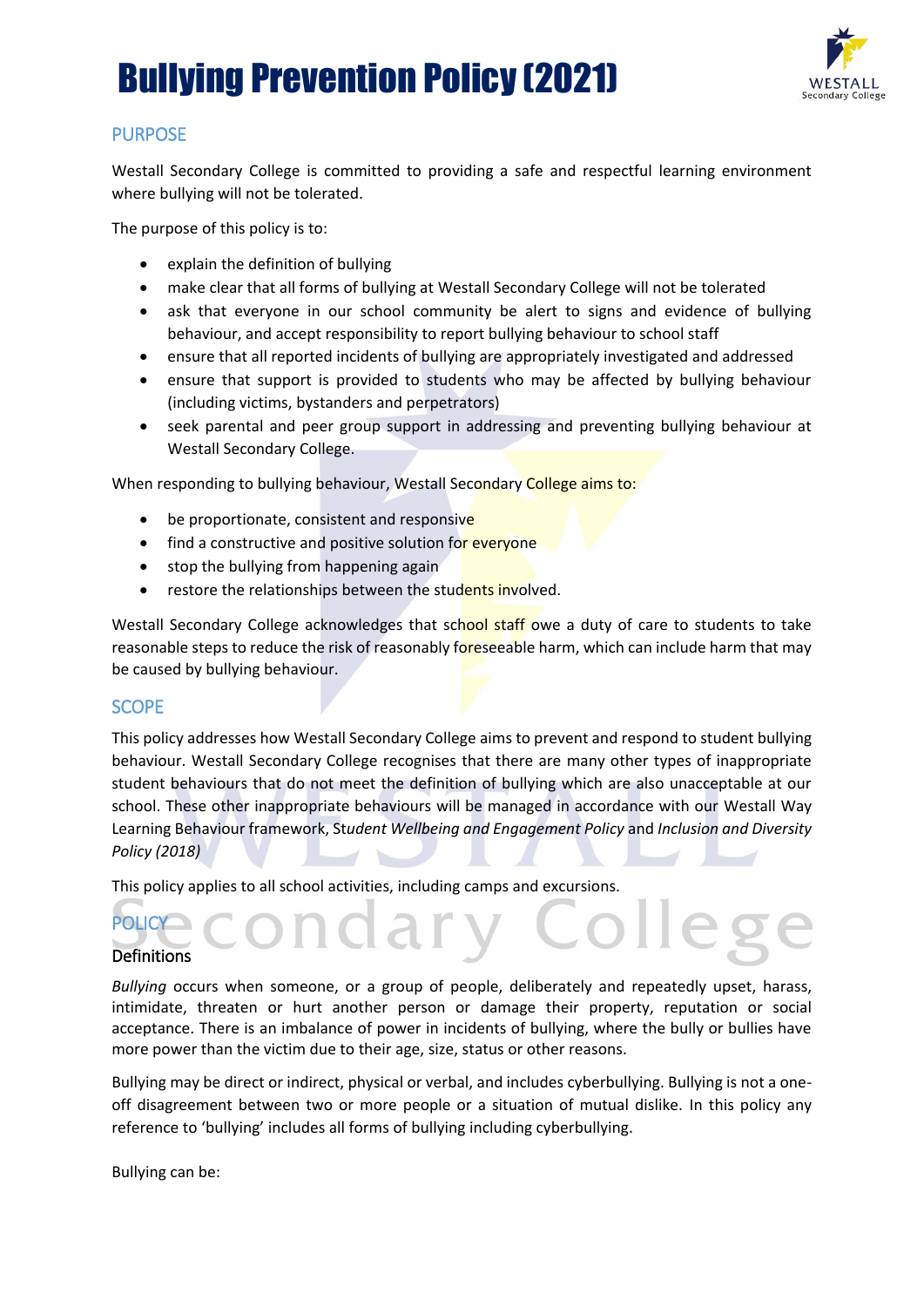# Bullying Prevention Policy (2021)

## PURPOSE

Westall Secondary College is committed to providing a safe and respectful learning environment where bullying will not be tolerated.

The purpose of this policy is to:

- explain the definition of bullying
- make clear that all forms of bullying at Westall Secondary College will not be tolerated
- ask that everyone in our school community be alert to signs and evidence of bullying behaviour, and accept responsibility to report bullying behaviour to school staff
- ensure that all reported incidents of bullying are appropriately investigated and addressed
- ensure that support is provided to students who may be affected by bullying behaviour (including victims, bystanders and perpetrators)
- seek parental and peer group support in addressing and preventing bullying behaviour at Westall Secondary College.

When responding to bullying behaviour, Westall Secondary College aims to:

- be proportionate, consistent and responsive
- find a constructive and positive solution for everyone
- stop the bullying from happening again
- restore the relationships between the students involved.

Westall Secondary College acknowledges that school staff owe a duty of care to students to take reasonable steps to reduce the risk of reasonably foreseeable harm, which can include harm that may be caused by bullying behaviour.

## SCOPE

This policy addresses how Westall Secondary College aims to prevent and respond to student bullying behaviour. Westall Secondary College recognises that there are many other types of inappropriate student behaviours that do not meet the definition of bullying which are also unacceptable at our school. These other inappropriate behaviours will be managed in accordance with our Westall Way Learning Behaviour framework, *Student Wellbeing and Engagement Policy* and *Inclusion and Diversity Policy (2018)*

This policy applies to all school activities, including camps and excursions.

## POLICY

### Definitions

*Bullying* occurs when someone, or a group of people, deliberately and repeatedly upset, harass, intimidate, threaten or hurt another person or damage their property, reputation or social acceptance. There is an imbalance of power in incidents of bullying, where the bully or bullies have more power than the victim due to their age, size, status or other reasons.

Bullying may be direct or indirect, physical or verbal, and includes cyberbullying. Bullying is not a one-off disagreement between two or more people or a situation of mutual dislike. In this policy any reference to 'bullying' includes all forms of bullying including cyberbullying.

Bullying can be: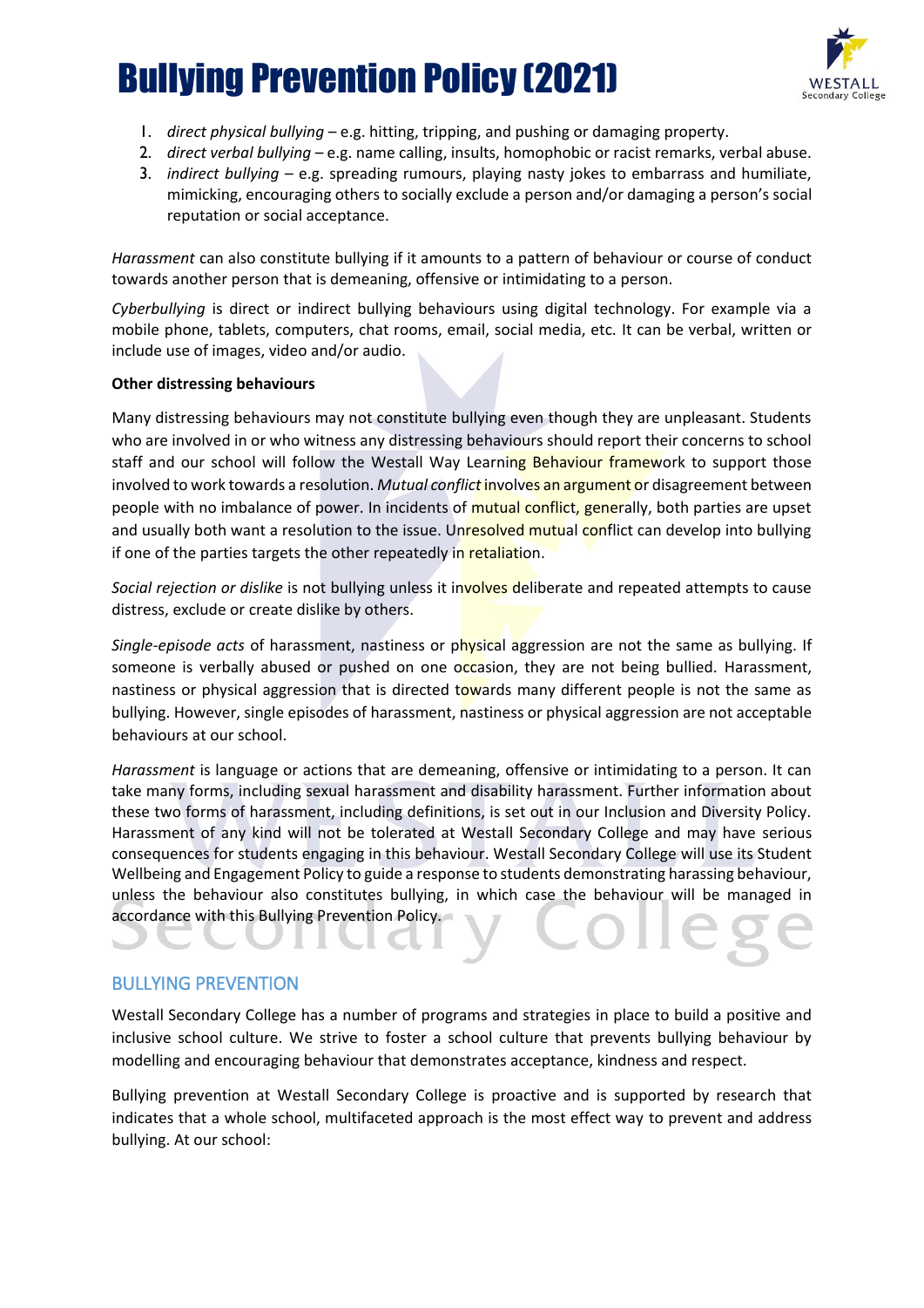1. *direct physical bullying* – e.g. hitting, tripping, and pushing or damaging property.
2. *direct verbal bullying* – e.g. name calling, insults, homophobic or racist remarks, verbal abuse.
3. *indirect bullying* – e.g. spreading rumours, playing nasty jokes to embarrass and humiliate, mimicking, encouraging others to socially exclude a person and/or damaging a person's social reputation or social acceptance.

*Harassment* can also constitute bullying if it amounts to a pattern of behaviour or course of conduct towards another person that is demeaning, offensive or intimidating to a person.

*Cyberbullying* is direct or indirect bullying behaviours using digital technology. For example via a mobile phone, tablets, computers, chat rooms, email, social media, etc. It can be verbal, written or include use of images, video and/or audio.

**Other distressing behaviours**

Many distressing behaviours may not constitute bullying even though they are unpleasant. Students who are involved in or who witness any distressing behaviours should report their concerns to school staff and our school will follow the Westall Way Learning Behaviour framework to support those involved to work towards a resolution. *Mutual conflict* involves an argument or disagreement between people with no imbalance of power. In incidents of mutual conflict, generally, both parties are upset and usually both want a resolution to the issue. Unresolved mutual conflict can develop into bullying if one of the parties targets the other repeatedly in retaliation.

*Social rejection or dislike* is not bullying unless it involves deliberate and repeated attempts to cause distress, exclude or create dislike by others.

*Single-episode acts* of harassment, nastiness or physical aggression are not the same as bullying. If someone is verbally abused or pushed on one occasion, they are not being bullied. Harassment, nastiness or physical aggression that is directed towards many different people is not the same as bullying. However, single episodes of harassment, nastiness or physical aggression are not acceptable behaviours at our school.

*Harassment* is language or actions that are demeaning, offensive or intimidating to a person. It can take many forms, including sexual harassment and disability harassment. Further information about these two forms of harassment, including definitions, is set out in our Inclusion and Diversity Policy. Harassment of any kind will not be tolerated at Westall Secondary College and may have serious consequences for students engaging in this behaviour. Westall Secondary College will use its Student Wellbeing and Engagement Policy to guide a response to students demonstrating harassing behaviour, unless the behaviour also constitutes bullying, in which case the behaviour will be managed in accordance with this Bullying Prevention Policy.

## BULLYING PREVENTION

Westall Secondary College has a number of programs and strategies in place to build a positive and inclusive school culture. We strive to foster a school culture that prevents bullying behaviour by modelling and encouraging behaviour that demonstrates acceptance, kindness and respect.

Bullying prevention at Westall Secondary College is proactive and is supported by research that indicates that a whole school, multifaceted approach is the most effect way to prevent and address bullying. At our school: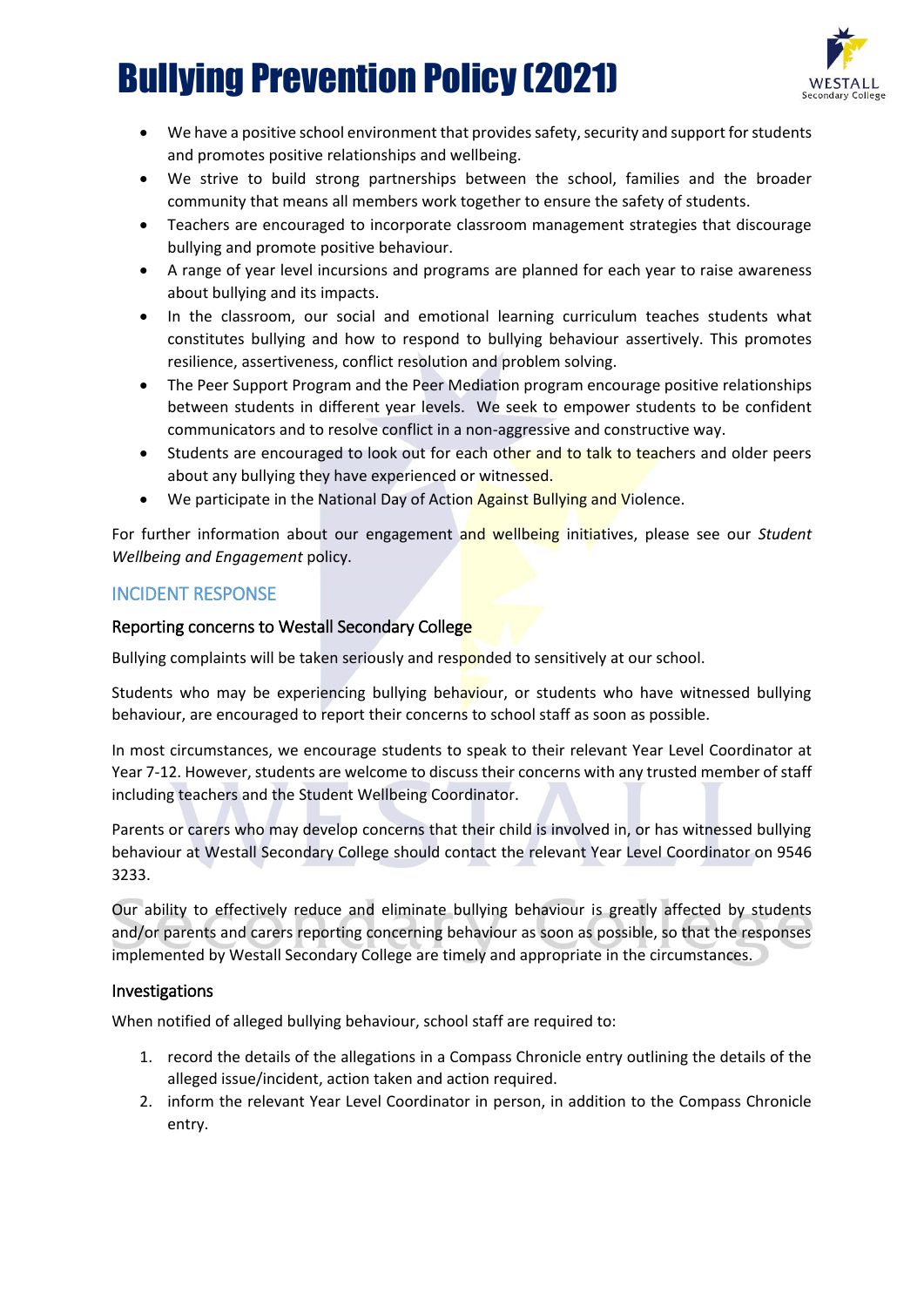- We have a positive school environment that provides safety, security and support for students and promotes positive relationships and wellbeing.
- We strive to build strong partnerships between the school, families and the broader community that means all members work together to ensure the safety of students.
- Teachers are encouraged to incorporate classroom management strategies that discourage bullying and promote positive behaviour.
- A range of year level incursions and programs are planned for each year to raise awareness about bullying and its impacts.
- In the classroom, our social and emotional learning curriculum teaches students what constitutes bullying and how to respond to bullying behaviour assertively. This promotes resilience, assertiveness, conflict resolution and problem solving.
- The Peer Support Program and the Peer Mediation program encourage positive relationships between students in different year levels. We seek to empower students to be confident communicators and to resolve conflict in a non-aggressive and constructive way.
- Students are encouraged to look out for each other and to talk to teachers and older peers about any bullying they have experienced or witnessed.
- We participate in the National Day of Action Against Bullying and Violence.

For further information about our engagement and wellbeing initiatives, please see our *Student Wellbeing and Engagement* policy.

## INCIDENT RESPONSE

### Reporting concerns to Westall Secondary College

Bullying complaints will be taken seriously and responded to sensitively at our school.

Students who may be experiencing bullying behaviour, or students who have witnessed bullying behaviour, are encouraged to report their concerns to school staff as soon as possible.

In most circumstances, we encourage students to speak to their relevant Year Level Coordinator at Year 7-12. However, students are welcome to discuss their concerns with any trusted member of staff including teachers and the Student Wellbeing Coordinator.

Parents or carers who may develop concerns that their child is involved in, or has witnessed bullying behaviour at Westall Secondary College should contact the relevant Year Level Coordinator on 9546 3233.

Our ability to effectively reduce and eliminate bullying behaviour is greatly affected by students and/or parents and carers reporting concerning behaviour as soon as possible, so that the responses implemented by Westall Secondary College are timely and appropriate in the circumstances.

### Investigations

When notified of alleged bullying behaviour, school staff are required to:

1. record the details of the allegations in a Compass Chronicle entry outlining the details of the alleged issue/incident, action taken and action required.
2. inform the relevant Year Level Coordinator in person, in addition to the Compass Chronicle entry.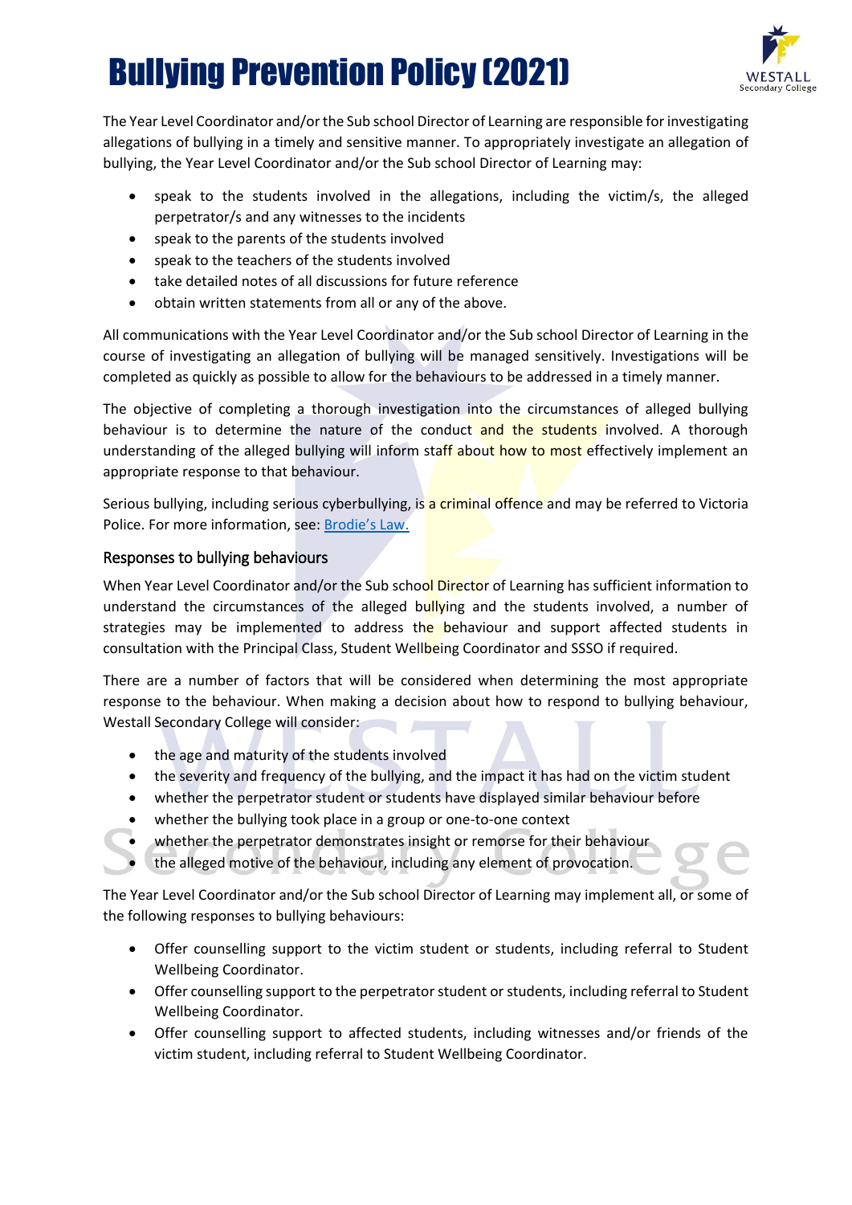The Year Level Coordinator and/or the Sub school Director of Learning are responsible for investigating allegations of bullying in a timely and sensitive manner. To appropriately investigate an allegation of bullying, the Year Level Coordinator and/or the Sub school Director of Learning may:

- speak to the students involved in the allegations, including the victim/s, the alleged perpetrator/s and any witnesses to the incidents
- speak to the parents of the students involved
- speak to the teachers of the students involved
- take detailed notes of all discussions for future reference
- obtain written statements from all or any of the above.

All communications with the Year Level Coordinator and/or the Sub school Director of Learning in the course of investigating an allegation of bullying will be managed sensitively. Investigations will be completed as quickly as possible to allow for the behaviours to be addressed in a timely manner.

The objective of completing a thorough investigation into the circumstances of alleged bullying behaviour is to determine the nature of the conduct and the students involved. A thorough understanding of the alleged bullying will inform staff about how to most effectively implement an appropriate response to that behaviour.

Serious bullying, including serious cyberbullying, is a criminal offence and may be referred to Victoria Police. For more information, see: [Brodie's Law.]

## Responses to bullying behaviours

When Year Level Coordinator and/or the Sub school Director of Learning has sufficient information to understand the circumstances of the alleged bullying and the students involved, a number of strategies may be implemented to address the behaviour and support affected students in consultation with the Principal Class, Student Wellbeing Coordinator and SSSO if required.

There are a number of factors that will be considered when determining the most appropriate response to the behaviour. When making a decision about how to respond to bullying behaviour, Westall Secondary College will consider:

- the age and maturity of the students involved
- the severity and frequency of the bullying, and the impact it has had on the victim student
- whether the perpetrator student or students have displayed similar behaviour before
- whether the bullying took place in a group or one-to-one context
- whether the perpetrator demonstrates insight or remorse for their behaviour
- the alleged motive of the behaviour, including any element of provocation.

The Year Level Coordinator and/or the Sub school Director of Learning may implement all, or some of the following responses to bullying behaviours:

- Offer counselling support to the victim student or students, including referral to Student Wellbeing Coordinator.
- Offer counselling support to the perpetrator student or students, including referral to Student Wellbeing Coordinator.
- Offer counselling support to affected students, including witnesses and/or friends of the victim student, including referral to Student Wellbeing Coordinator.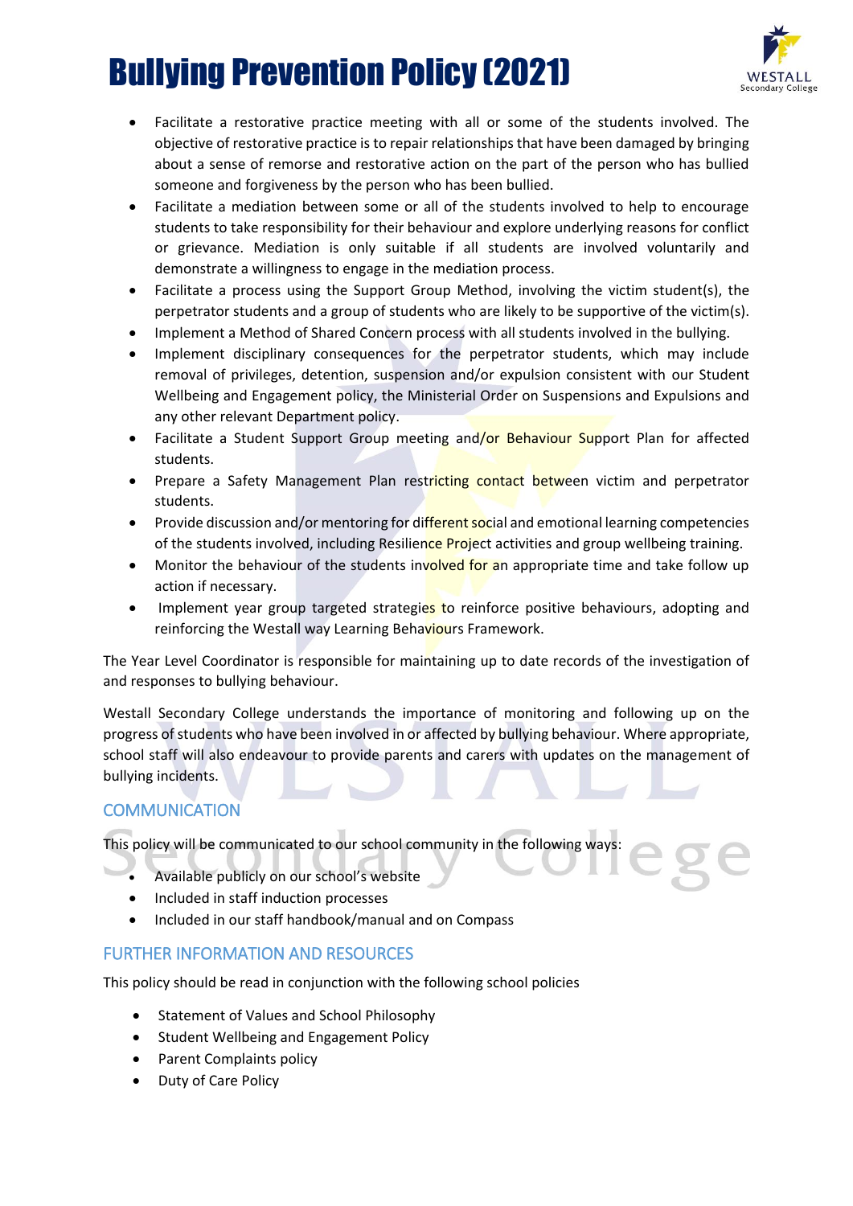- Facilitate a restorative practice meeting with all or some of the students involved. The objective of restorative practice is to repair relationships that have been damaged by bringing about a sense of remorse and restorative action on the part of the person who has bullied someone and forgiveness by the person who has been bullied.
- Facilitate a mediation between some or all of the students involved to help to encourage students to take responsibility for their behaviour and explore underlying reasons for conflict or grievance. Mediation is only suitable if all students are involved voluntarily and demonstrate a willingness to engage in the mediation process.
- Facilitate a process using the Support Group Method, involving the victim student(s), the perpetrator students and a group of students who are likely to be supportive of the victim(s).
- Implement a Method of Shared Concern process with all students involved in the bullying.
- Implement disciplinary consequences for the perpetrator students, which may include removal of privileges, detention, suspension and/or expulsion consistent with our Student Wellbeing and Engagement policy, the Ministerial Order on Suspensions and Expulsions and any other relevant Department policy.
- Facilitate a Student Support Group meeting and/or Behaviour Support Plan for affected students.
- Prepare a Safety Management Plan restricting contact between victim and perpetrator students.
- Provide discussion and/or mentoring for different social and emotional learning competencies of the students involved, including Resilience Project activities and group wellbeing training.
- Monitor the behaviour of the students involved for an appropriate time and take follow up action if necessary.
- Implement year group targeted strategies to reinforce positive behaviours, adopting and reinforcing the Westall way Learning Behaviours Framework.

The Year Level Coordinator is responsible for maintaining up to date records of the investigation of and responses to bullying behaviour.

Westall Secondary College understands the importance of monitoring and following up on the progress of students who have been involved in or affected by bullying behaviour. Where appropriate, school staff will also endeavour to provide parents and carers with updates on the management of bullying incidents.

## COMMUNICATION

This policy will be communicated to our school community in the following ways:

- Available publicly on our school's website
- Included in staff induction processes
- Included in our staff handbook/manual and on Compass

## FURTHER INFORMATION AND RESOURCES

This policy should be read in conjunction with the following school policies

- Statement of Values and School Philosophy
- Student Wellbeing and Engagement Policy
- Parent Complaints policy
- Duty of Care Policy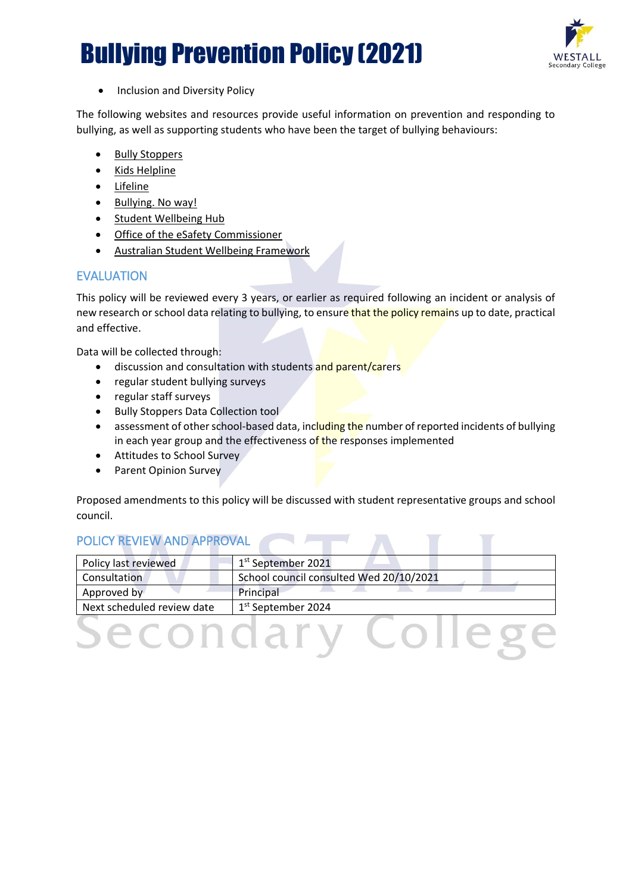- Inclusion and Diversity Policy

The following websites and resources provide useful information on prevention and responding to bullying, as well as supporting students who have been the target of bullying behaviours:

- Bully Stoppers
- Kids Helpline
- Lifeline
- Bullying. No way!
- Student Wellbeing Hub
- Office of the eSafety Commissioner
- Australian Student Wellbeing Framework

## EVALUATION

This policy will be reviewed every 3 years, or earlier as required following an incident or analysis of new research or school data relating to bullying, to ensure that the policy remains up to date, practical and effective.

Data will be collected through:

- discussion and consultation with students and parent/carers
- regular student bullying surveys
- regular staff surveys
- Bully Stoppers Data Collection tool
- assessment of other school-based data, including the number of reported incidents of bullying in each year group and the effectiveness of the responses implemented
- Attitudes to School Survey
- Parent Opinion Survey

Proposed amendments to this policy will be discussed with student representative groups and school council.

## POLICY REVIEW AND APPROVAL

| | |
|---|---|
| Policy last reviewed | 1st September 2021 |
| Consultation | School council consulted Wed 20/10/2021 |
| Approved by | Principal |
| Next scheduled review date | 1st September 2024 |